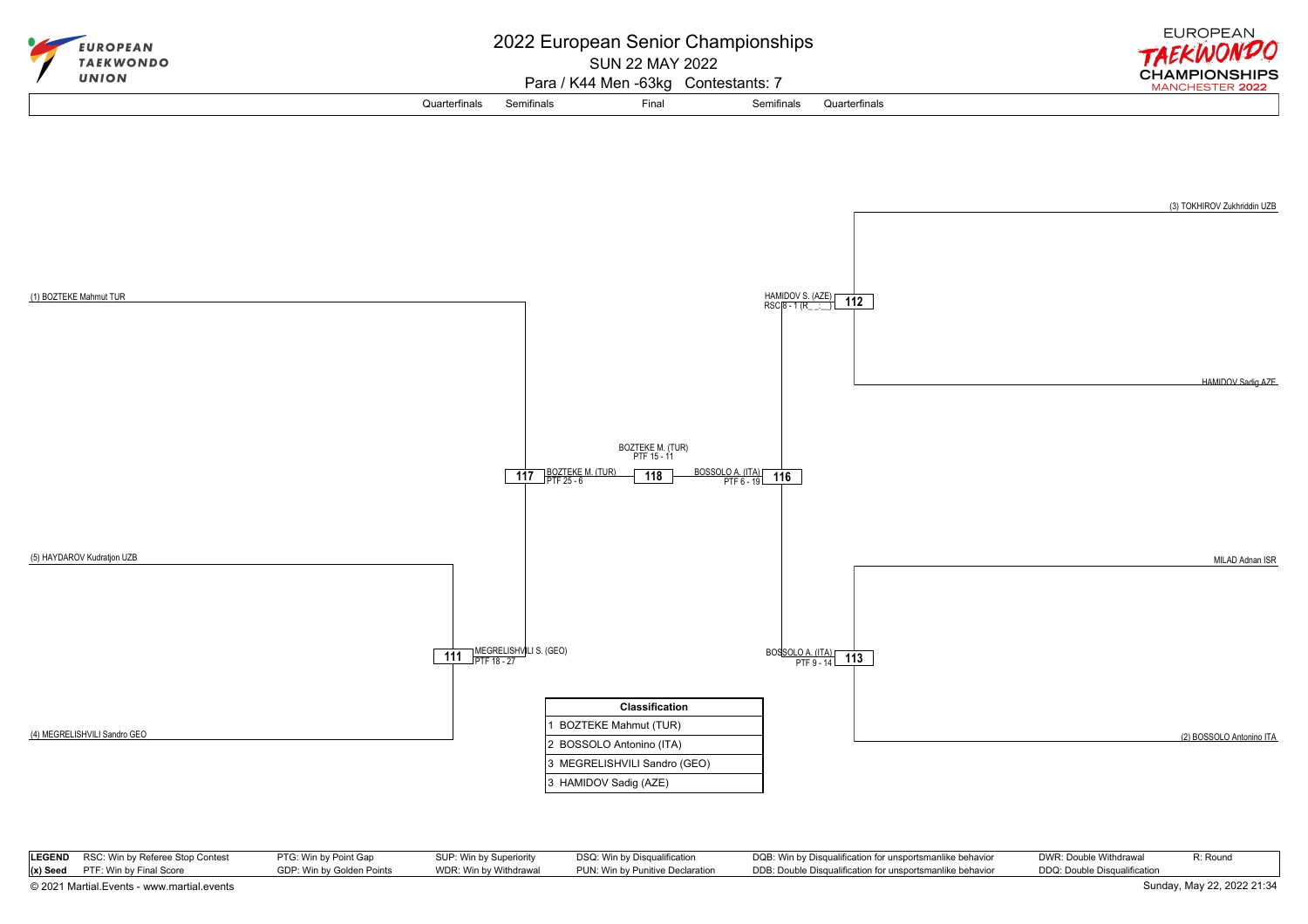# 2022 European Senior Championships

SUN 22 MAY 2022

Para / K44 Men -63kg Contestants: 7

Quarterfinals | Semifinals | Final | Semifinals | Quarterfinals

(1) BOZTEKE Mahmut TUR

(5) HAYDAROV Kudratjon UZB

(4) MEGRELISHVILI Sandro GEO

**111** MEGRELISHVILI S. (GEO) PTF 18 - 27

**117** BOZTEKE M. (TUR) PTF 25 - 6

**118** BOZTEKE M. (TUR) PTF 15 - 11

**116** BOSSOLO A. (ITA) PTF 6 - 19

**112** HAMIDOV S. (AZE) RSC 8 - 1 (R_ _:_ _)

**113** BOSSOLO A. (ITA) PTF 9 - 14

(3) TOKHIROV Zukhriddin UZB

HAMIDOV Sadig AZE

MILAD Adnan ISR

(2) BOSSOLO Antonino ITA

| Classification |
|---|
| 1 BOZTEKE Mahmut (TUR) |
| 2 BOSSOLO Antonino (ITA) |
| 3 MEGRELISHVILI Sandro (GEO) |
| 3 HAMIDOV Sadig (AZE) |

| LEGEND | | | | | | |
|---|---|---|---|---|---|---|
| RSC: Win by Referee Stop Contest | PTG: Win by Point Gap | SUP: Win by Superiority | DSQ: Win by Disqualification | DQB: Win by Disqualification for unsportsmanlike behavior | DWR: Double Withdrawal | R: Round |
| (x) Seed PTF: Win by Final Score | GDP: Win by Golden Points | WDR: Win by Withdrawal | PUN: Win by Punitive Declaration | DDB: Double Disqualification for unsportsmanlike behavior | DDQ: Double Disqualification | |

© 2021 Martial.Events - www.martial.events

Sunday, May 22, 2022 21:34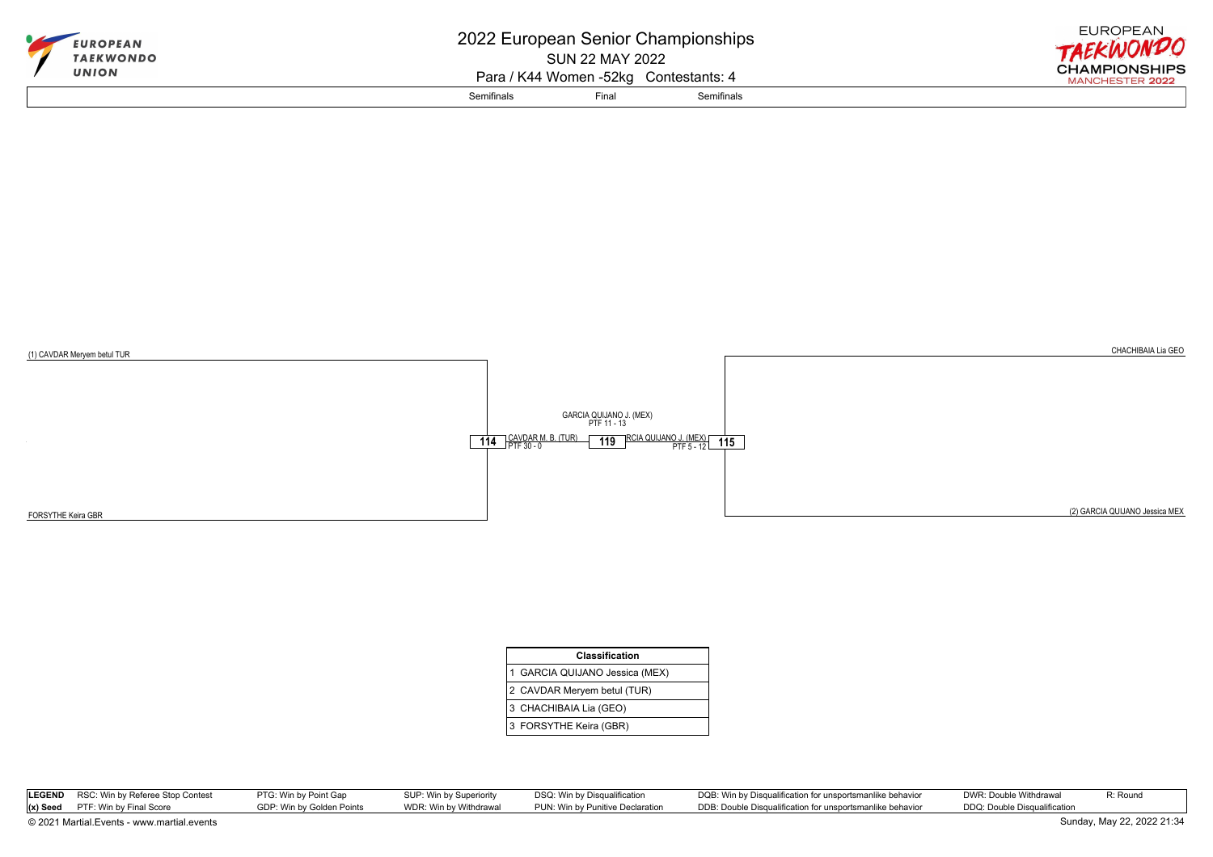# 2022 European Senior Championships

SUN 22 MAY 2022

Para / K44 Women -52kg Contestants: 4

Semifinals Final Semifinals

(1) CAVDAR Meryem betul TUR

FORSYTHE Keira GBR

114 CAVDAR M. B. (TUR) PTF 30 - 0

GARCIA QUIJANO J. (MEX) PTF 11 - 13

119

RCIA QUIJANO J. (MEX) PTF 5 - 12

115

CHACHIBAIA Lia GEO

(2) GARCIA QUIJANO Jessica MEX

| Classification |
|---|
| 1 GARCIA QUIJANO Jessica (MEX) |
| 2 CAVDAR Meryem betul (TUR) |
| 3 CHACHIBAIA Lia (GEO) |
| 3 FORSYTHE Keira (GBR) |

| | | | | | | |
|---|---|---|---|---|---|---|
| **LEGEND** RSC: Win by Referee Stop Contest | PTG: Win by Point Gap | SUP: Win by Superiority | DSQ: Win by Disqualification | DQB: Win by Disqualification for unsportsmanlike behavior | DWR: Double Withdrawal | R: Round |
| **(x) Seed** PTF: Win by Final Score | GDP: Win by Golden Points | WDR: Win by Withdrawal | PUN: Win by Punitive Declaration | DDB: Double Disqualification for unsportsmanlike behavior | DDQ: Double Disqualification | |

© 2021 Martial.Events - www.martial.events

Sunday, May 22, 2022 21:34